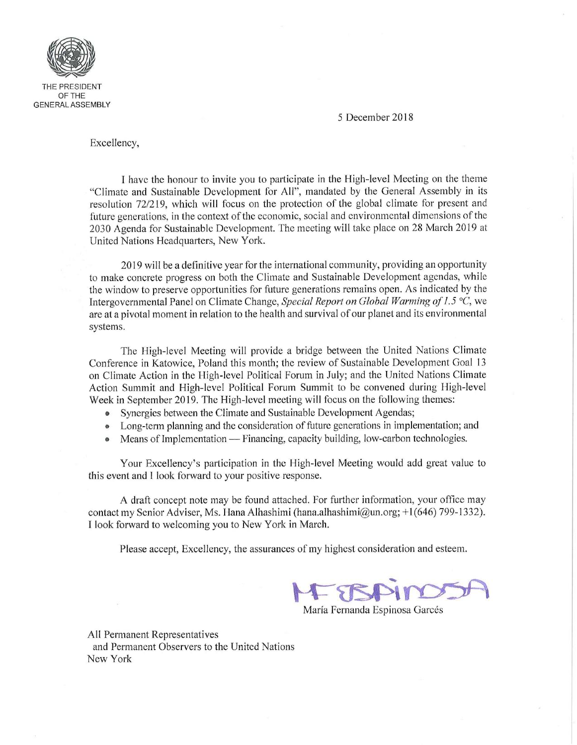THE PRESIDENT
OF THE
GENERAL ASSEMBLY

5 December 2018

Excellency,

I have the honour to invite you to participate in the High-level Meeting on the theme "Climate and Sustainable Development for All", mandated by the General Assembly in its resolution 72/219, which will focus on the protection of the global climate for present and future generations, in the context of the economic, social and environmental dimensions of the 2030 Agenda for Sustainable Development. The meeting will take place on 28 March 2019 at United Nations Headquarters, New York.

2019 will be a definitive year for the international community, providing an opportunity to make concrete progress on both the Climate and Sustainable Development agendas, while the window to preserve opportunities for future generations remains open. As indicated by the Intergovernmental Panel on Climate Change, *Special Report on Global Warming of 1.5 °C*, we are at a pivotal moment in relation to the health and survival of our planet and its environmental systems.

The High-level Meeting will provide a bridge between the United Nations Climate Conference in Katowice, Poland this month; the review of Sustainable Development Goal 13 on Climate Action in the High-level Political Forum in July; and the United Nations Climate Action Summit and High-level Political Forum Summit to be convened during High-level Week in September 2019. The High-level meeting will focus on the following themes:

- Synergies between the Climate and Sustainable Development Agendas;
- Long-term planning and the consideration of future generations in implementation; and
- Means of Implementation — Financing, capacity building, low-carbon technologies.

Your Excellency's participation in the High-level Meeting would add great value to this event and I look forward to your positive response.

A draft concept note may be found attached. For further information, your office may contact my Senior Adviser, Ms. Hana Alhashimi (hana.alhashimi@un.org; +1(646) 799-1332). I look forward to welcoming you to New York in March.

Please accept, Excellency, the assurances of my highest consideration and esteem.

MF Espinosa

María Fernanda Espinosa Garcés

All Permanent Representatives
and Permanent Observers to the United Nations
New York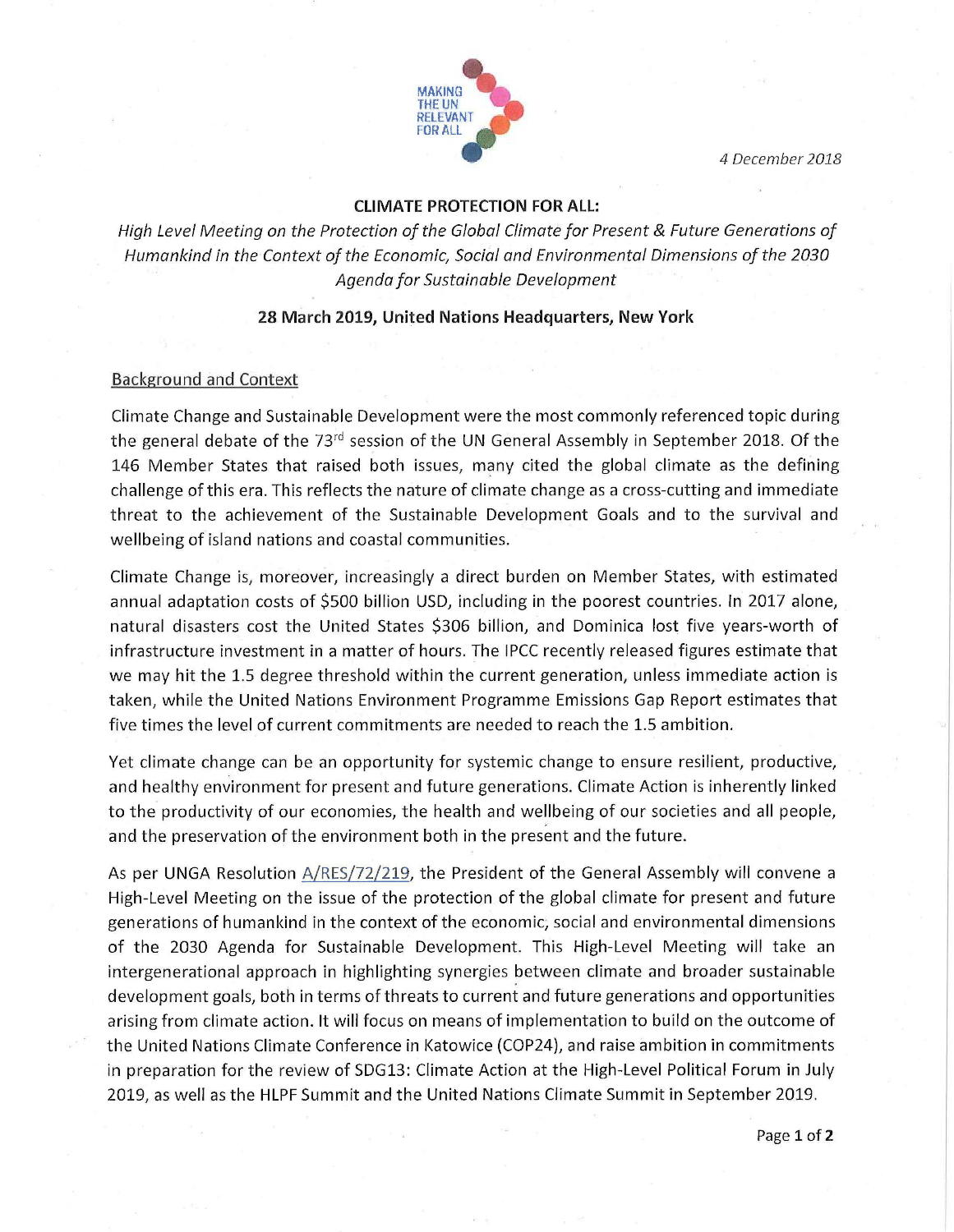4 December 2018

**CLIMATE PROTECTION FOR ALL:**

*High Level Meeting on the Protection of the Global Climate for Present & Future Generations of Humankind in the Context of the Economic, Social and Environmental Dimensions of the 2030 Agenda for Sustainable Development*

**28 March 2019, United Nations Headquarters, New York**

## Background and Context

Climate Change and Sustainable Development were the most commonly referenced topic during the general debate of the 73rd session of the UN General Assembly in September 2018. Of the 146 Member States that raised both issues, many cited the global climate as the defining challenge of this era. This reflects the nature of climate change as a cross-cutting and immediate threat to the achievement of the Sustainable Development Goals and to the survival and wellbeing of island nations and coastal communities.

Climate Change is, moreover, increasingly a direct burden on Member States, with estimated annual adaptation costs of $500 billion USD, including in the poorest countries. In 2017 alone, natural disasters cost the United States $306 billion, and Dominica lost five years-worth of infrastructure investment in a matter of hours. The IPCC recently released figures estimate that we may hit the 1.5 degree threshold within the current generation, unless immediate action is taken, while the United Nations Environment Programme Emissions Gap Report estimates that five times the level of current commitments are needed to reach the 1.5 ambition.

Yet climate change can be an opportunity for systemic change to ensure resilient, productive, and healthy environment for present and future generations. Climate Action is inherently linked to the productivity of our economies, the health and wellbeing of our societies and all people, and the preservation of the environment both in the present and the future.

As per UNGA Resolution A/RES/72/219, the President of the General Assembly will convene a High-Level Meeting on the issue of the protection of the global climate for present and future generations of humankind in the context of the economic, social and environmental dimensions of the 2030 Agenda for Sustainable Development. This High-Level Meeting will take an intergenerational approach in highlighting synergies between climate and broader sustainable development goals, both in terms of threats to current and future generations and opportunities arising from climate action. It will focus on means of implementation to build on the outcome of the United Nations Climate Conference in Katowice (COP24), and raise ambition in commitments in preparation for the review of SDG13: Climate Action at the High-Level Political Forum in July 2019, as well as the HLPF Summit and the United Nations Climate Summit in September 2019.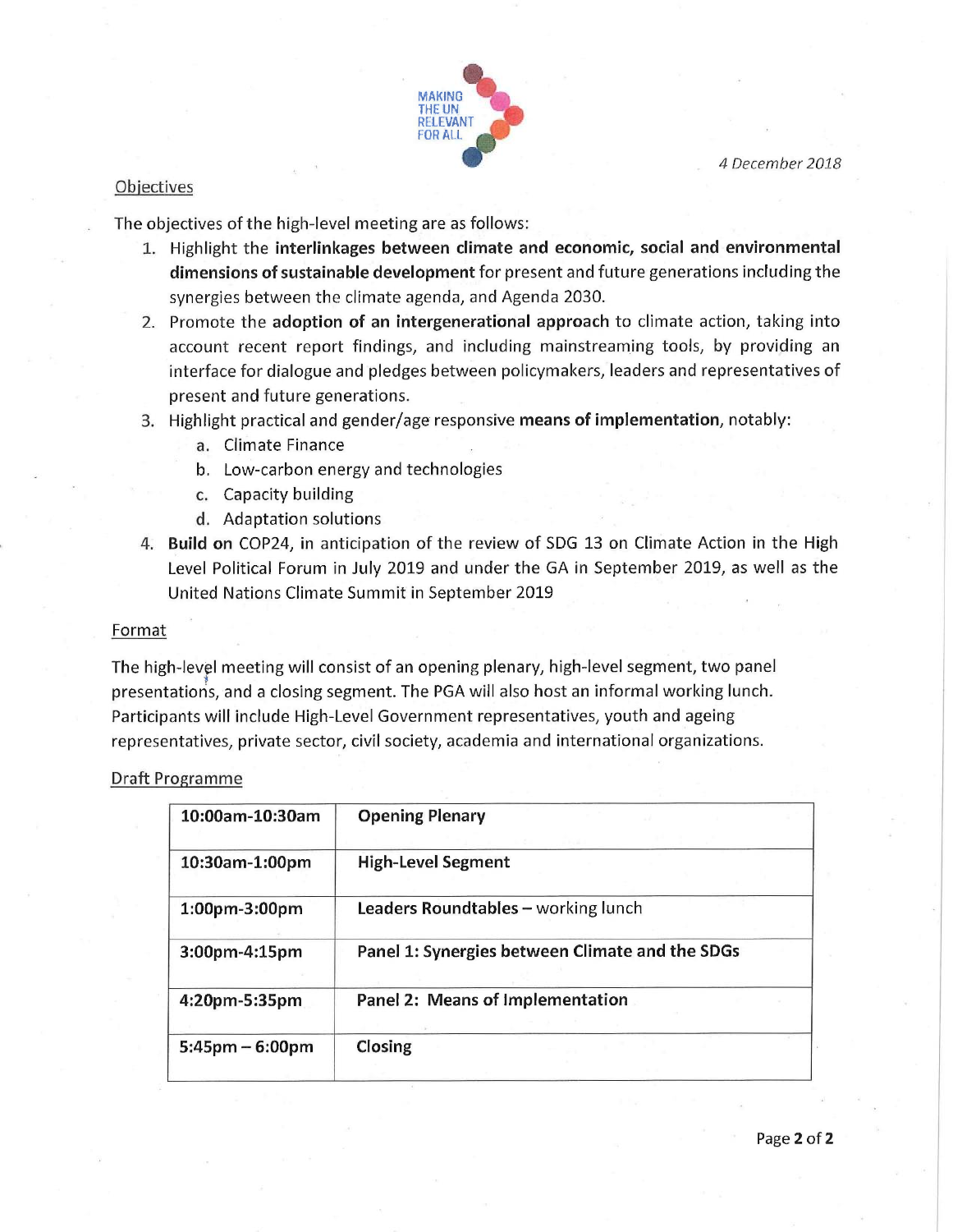MAKING THE UN RELEVANT FOR ALL

*4 December 2018*

Objectives

The objectives of the high-level meeting are as follows:

1. Highlight the **interlinkages between climate and economic, social and environmental dimensions of sustainable development** for present and future generations including the synergies between the climate agenda, and Agenda 2030.
2. Promote the **adoption of an intergenerational approach** to climate action, taking into account recent report findings, and including mainstreaming tools, by providing an interface for dialogue and pledges between policymakers, leaders and representatives of present and future generations.
3. Highlight practical and gender/age responsive **means of implementation**, notably:
   a. Climate Finance
   b. Low-carbon energy and technologies
   c. Capacity building
   d. Adaptation solutions
4. **Build on** COP24, in anticipation of the review of SDG 13 on Climate Action in the High Level Political Forum in July 2019 and under the GA in September 2019, as well as the United Nations Climate Summit in September 2019

Format

The high-level meeting will consist of an opening plenary, high-level segment, two panel presentations, and a closing segment. The PGA will also host an informal working lunch. Participants will include High-Level Government representatives, youth and ageing representatives, private sector, civil society, academia and international organizations.

Draft Programme

| | |
|---|---|
| **10:00am-10:30am** | **Opening Plenary** |
| **10:30am-1:00pm** | **High-Level Segment** |
| **1:00pm-3:00pm** | **Leaders Roundtables** – working lunch |
| **3:00pm-4:15pm** | **Panel 1: Synergies between Climate and the SDGs** |
| **4:20pm-5:35pm** | **Panel 2: Means of Implementation** |
| **5:45pm – 6:00pm** | **Closing** |